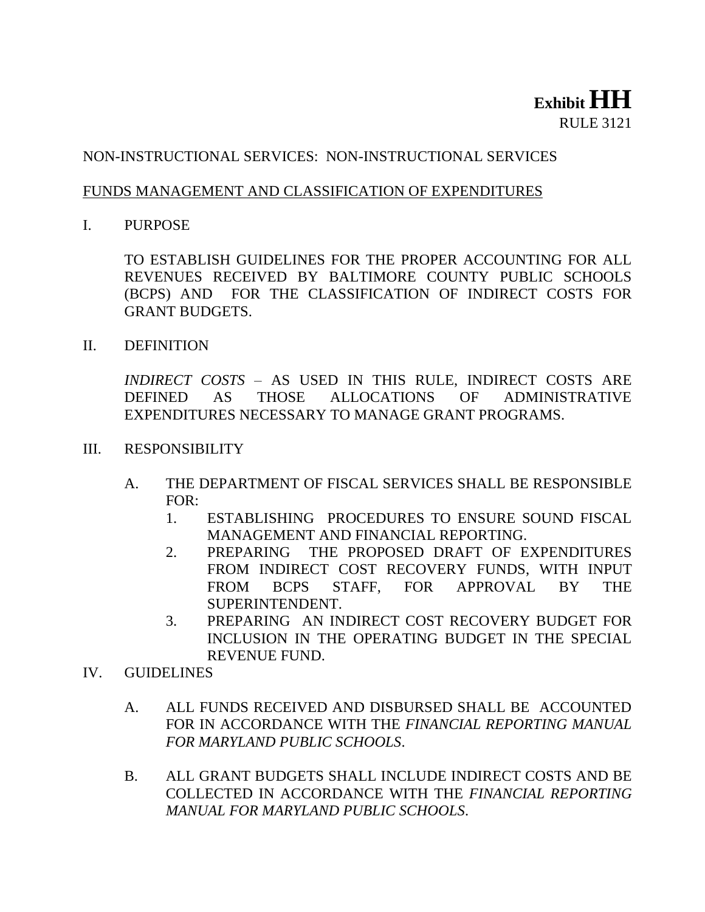**Exhibit HH**

RULE 3121

NON-INSTRUCTIONAL SERVICES: NON-INSTRUCTIONAL SERVICES

FUNDS MANAGEMENT AND CLASSIFICATION OF EXPENDITURES

I. PURPOSE

TO ESTABLISH GUIDELINES FOR THE PROPER ACCOUNTING FOR ALL REVENUES RECEIVED BY BALTIMORE COUNTY PUBLIC SCHOOLS (BCPS) AND FOR THE CLASSIFICATION OF INDIRECT COSTS FOR GRANT BUDGETS.

II. DEFINITION

*INDIRECT COSTS* – AS USED IN THIS RULE, INDIRECT COSTS ARE DEFINED AS THOSE ALLOCATIONS OF ADMINISTRATIVE EXPENDITURES NECESSARY TO MANAGE GRANT PROGRAMS.

III. RESPONSIBILITY

A. THE DEPARTMENT OF FISCAL SERVICES SHALL BE RESPONSIBLE FOR:

1. ESTABLISHING PROCEDURES TO ENSURE SOUND FISCAL MANAGEMENT AND FINANCIAL REPORTING.
2. PREPARING THE PROPOSED DRAFT OF EXPENDITURES FROM INDIRECT COST RECOVERY FUNDS, WITH INPUT FROM BCPS STAFF, FOR APPROVAL BY THE SUPERINTENDENT.
3. PREPARING AN INDIRECT COST RECOVERY BUDGET FOR INCLUSION IN THE OPERATING BUDGET IN THE SPECIAL REVENUE FUND.

IV. GUIDELINES

A. ALL FUNDS RECEIVED AND DISBURSED SHALL BE ACCOUNTED FOR IN ACCORDANCE WITH THE *FINANCIAL REPORTING MANUAL FOR MARYLAND PUBLIC SCHOOLS*.

B. ALL GRANT BUDGETS SHALL INCLUDE INDIRECT COSTS AND BE COLLECTED IN ACCORDANCE WITH THE *FINANCIAL REPORTING MANUAL FOR MARYLAND PUBLIC SCHOOLS*.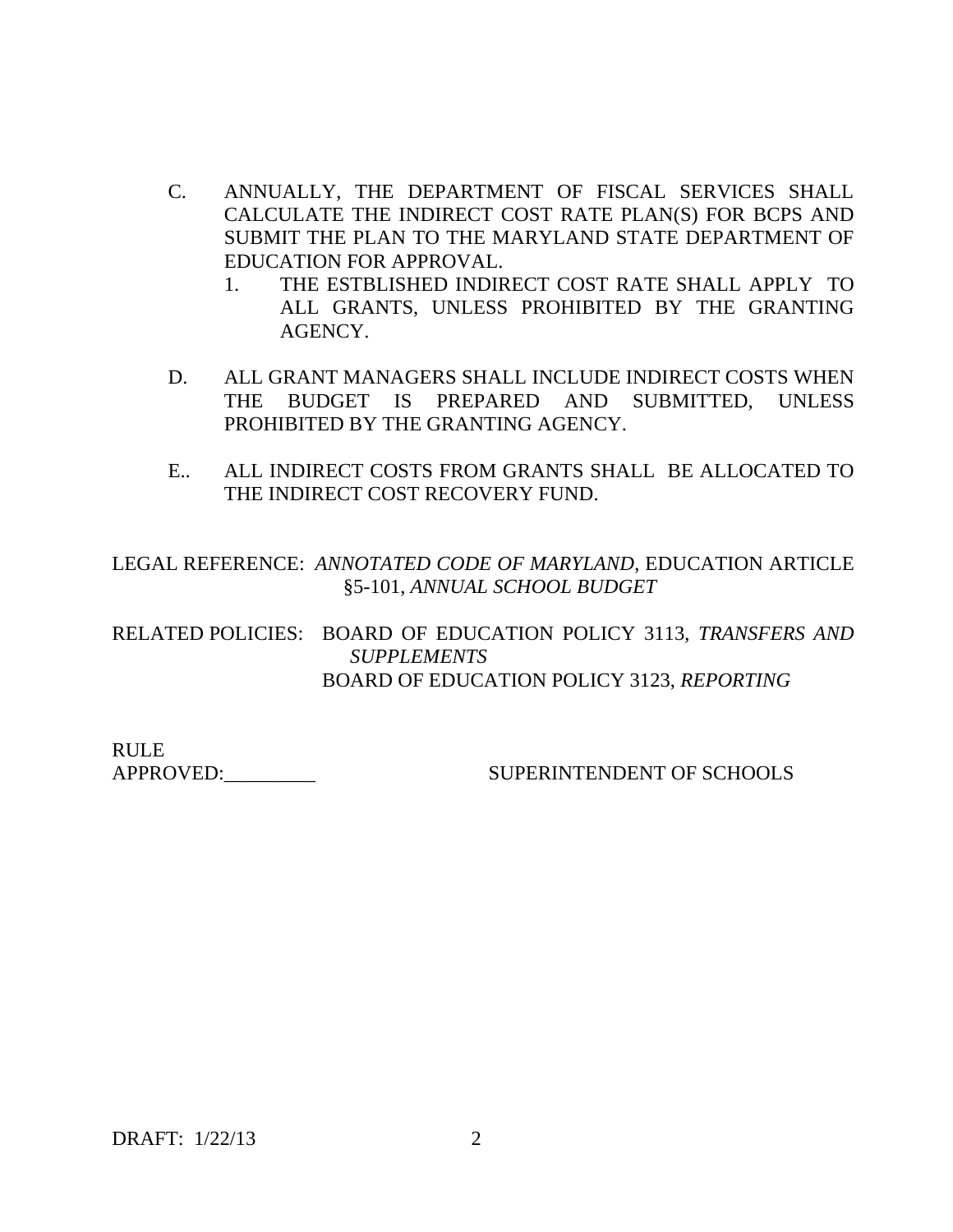C. ANNUALLY, THE DEPARTMENT OF FISCAL SERVICES SHALL CALCULATE THE INDIRECT COST RATE PLAN(S) FOR BCPS AND SUBMIT THE PLAN TO THE MARYLAND STATE DEPARTMENT OF EDUCATION FOR APPROVAL.

   1. THE ESTBLISHED INDIRECT COST RATE SHALL APPLY TO ALL GRANTS, UNLESS PROHIBITED BY THE GRANTING AGENCY.

D. ALL GRANT MANAGERS SHALL INCLUDE INDIRECT COSTS WHEN THE BUDGET IS PREPARED AND SUBMITTED, UNLESS PROHIBITED BY THE GRANTING AGENCY.

E.. ALL INDIRECT COSTS FROM GRANTS SHALL BE ALLOCATED TO THE INDIRECT COST RECOVERY FUND.

LEGAL REFERENCE: *ANNOTATED CODE OF MARYLAND*, EDUCATION ARTICLE §5-101, *ANNUAL SCHOOL BUDGET*

RELATED POLICIES: BOARD OF EDUCATION POLICY 3113, *TRANSFERS AND SUPPLEMENTS*
BOARD OF EDUCATION POLICY 3123, *REPORTING*

RULE
APPROVED:_________ SUPERINTENDENT OF SCHOOLS

DRAFT: 1/22/13